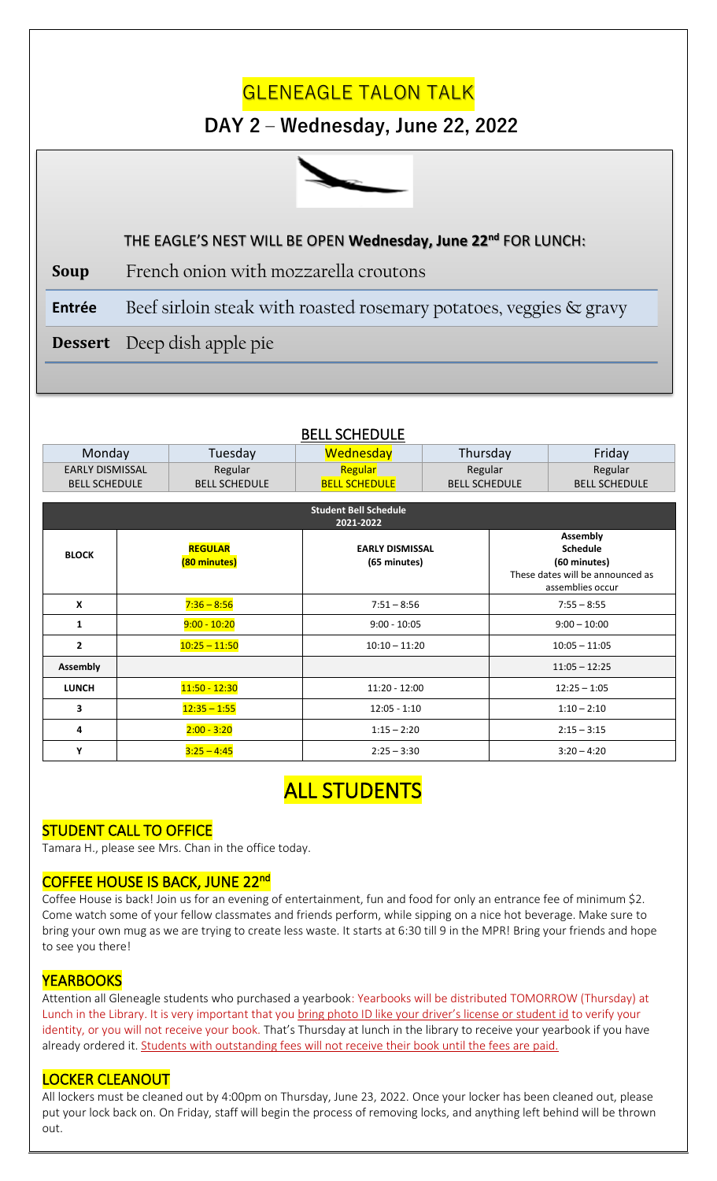# GLENEAGLE TALON TALK

## DAY 2 – Wednesday, June 22, 2022

### THE EAGLE'S NEST WILL BE OPEN **Wednesday, June 22nd** FOR LUNCH:

| | |
|---|---|
| **Soup** | French onion with mozzarella croutons |
| **Entrée** | Beef sirloin steak with roasted rosemary potatoes, veggies & gravy |
| **Dessert** | Deep dish apple pie |

### BELL SCHEDULE

| Monday | Tuesday | Wednesday | Thursday | Friday |
|---|---|---|---|---|
| EARLY DISMISSAL BELL SCHEDULE | Regular BELL SCHEDULE | Regular BELL SCHEDULE | Regular BELL SCHEDULE | Regular BELL SCHEDULE |

**Student Bell Schedule 2021-2022**

| BLOCK | REGULAR (80 minutes) | EARLY DISMISSAL (65 minutes) | Assembly Schedule (60 minutes) These dates will be announced as assemblies occur |
|---|---|---|---|
| X | 7:36 – 8:56 | 7:51 – 8:56 | 7:55 – 8:55 |
| 1 | 9:00 - 10:20 | 9:00 - 10:05 | 9:00 – 10:00 |
| 2 | 10:25 – 11:50 | 10:10 – 11:20 | 10:05 – 11:05 |
| Assembly | | | 11:05 – 12:25 |
| LUNCH | 11:50 - 12:30 | 11:20 - 12:00 | 12:25 – 1:05 |
| 3 | 12:35 – 1:55 | 12:05 - 1:10 | 1:10 – 2:10 |
| 4 | 2:00 - 3:20 | 1:15 – 2:20 | 2:15 – 3:15 |
| Y | 3:25 – 4:45 | 2:25 – 3:30 | 3:20 – 4:20 |

# ALL STUDENTS

## STUDENT CALL TO OFFICE

Tamara H., please see Mrs. Chan in the office today.

## COFFEE HOUSE IS BACK, JUNE 22nd

Coffee House is back! Join us for an evening of entertainment, fun and food for only an entrance fee of minimum $2. Come watch some of your fellow classmates and friends perform, while sipping on a nice hot beverage. Make sure to bring your own mug as we are trying to create less waste. It starts at 6:30 till 9 in the MPR! Bring your friends and hope to see you there!

## YEARBOOKS

Attention all Gleneagle students who purchased a yearbook: Yearbooks will be distributed TOMORROW (Thursday) at Lunch in the Library. It is very important that you bring photo ID like your driver's license or student id to verify your identity, or you will not receive your book. That's Thursday at lunch in the library to receive your yearbook if you have already ordered it. Students with outstanding fees will not receive their book until the fees are paid.

## LOCKER CLEANOUT

All lockers must be cleaned out by 4:00pm on Thursday, June 23, 2022. Once your locker has been cleaned out, please put your lock back on. On Friday, staff will begin the process of removing locks, and anything left behind will be thrown out.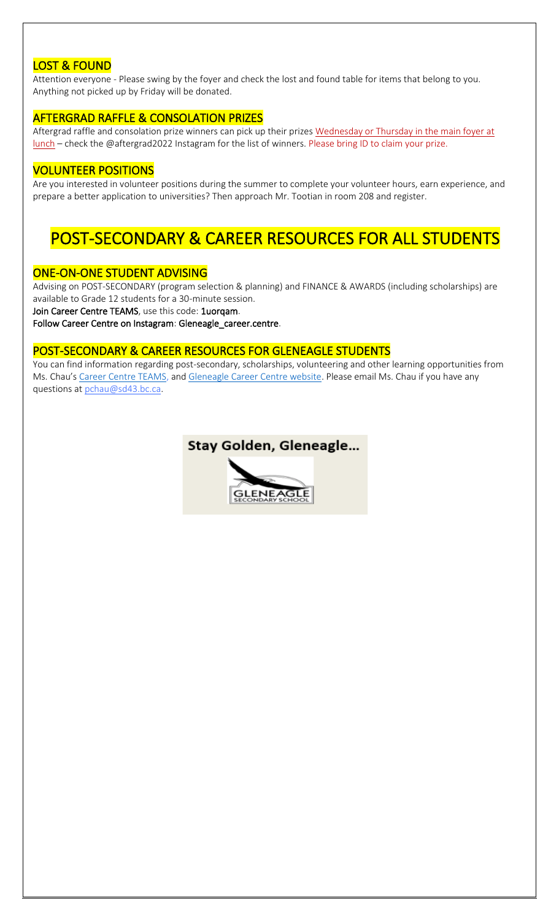## LOST & FOUND

Attention everyone - Please swing by the foyer and check the lost and found table for items that belong to you. Anything not picked up by Friday will be donated.

## AFTERGRAD RAFFLE & CONSOLATION PRIZES

Aftergrad raffle and consolation prize winners can pick up their prizes Wednesday or Thursday in the main foyer at lunch – check the @aftergrad2022 Instagram for the list of winners. Please bring ID to claim your prize.

## VOLUNTEER POSITIONS

Are you interested in volunteer positions during the summer to complete your volunteer hours, earn experience, and prepare a better application to universities? Then approach Mr. Tootian in room 208 and register.

# POST-SECONDARY & CAREER RESOURCES FOR ALL STUDENTS

## ONE-ON-ONE STUDENT ADVISING

Advising on POST-SECONDARY (program selection & planning) and FINANCE & AWARDS (including scholarships) are available to Grade 12 students for a 30-minute session.

**Join Career Centre TEAMS**, use this code: **1uorqam**.

**Follow Career Centre on Instagram**: **Gleneagle_career.centre**.

## POST-SECONDARY & CAREER RESOURCES FOR GLENEAGLE STUDENTS

You can find information regarding post-secondary, scholarships, volunteering and other learning opportunities from Ms. Chau's Career Centre TEAMS, and Gleneagle Career Centre website. Please email Ms. Chau if you have any questions at pchau@sd43.bc.ca.

**Stay Golden, Gleneagle…**

GLENEAGLE SECONDARY SCHOOL